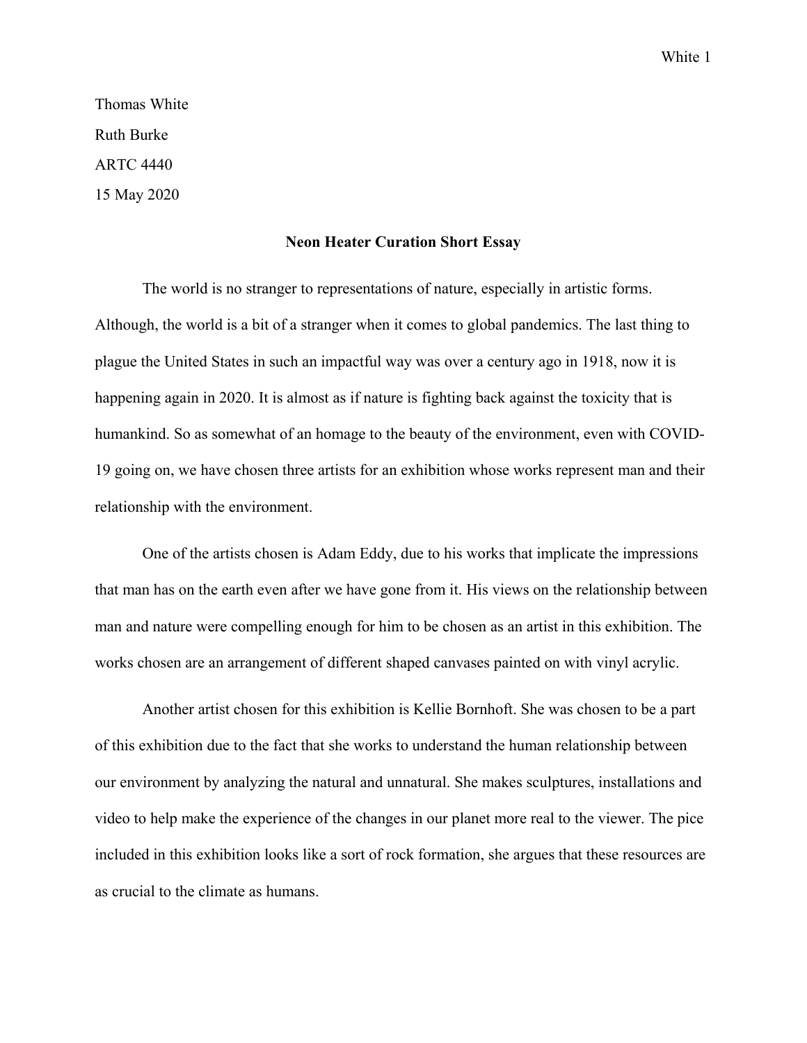Thomas White

Ruth Burke

ARTC 4440

15 May 2020

**Neon Heater Curation Short Essay**

The world is no stranger to representations of nature, especially in artistic forms. Although, the world is a bit of a stranger when it comes to global pandemics. The last thing to plague the United States in such an impactful way was over a century ago in 1918, now it is happening again in 2020. It is almost as if nature is fighting back against the toxicity that is humankind. So as somewhat of an homage to the beauty of the environment, even with COVID-19 going on, we have chosen three artists for an exhibition whose works represent man and their relationship with the environment.

One of the artists chosen is Adam Eddy, due to his works that implicate the impressions that man has on the earth even after we have gone from it. His views on the relationship between man and nature were compelling enough for him to be chosen as an artist in this exhibition. The works chosen are an arrangement of different shaped canvases painted on with vinyl acrylic.

Another artist chosen for this exhibition is Kellie Bornhoft. She was chosen to be a part of this exhibition due to the fact that she works to understand the human relationship between our environment by analyzing the natural and unnatural. She makes sculptures, installations and video to help make the experience of the changes in our planet more real to the viewer. The pice included in this exhibition looks like a sort of rock formation, she argues that these resources are as crucial to the climate as humans.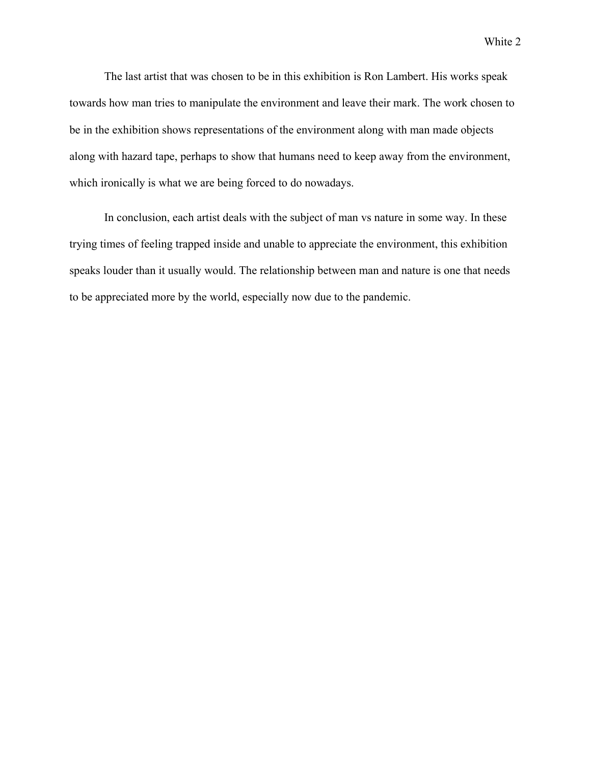The last artist that was chosen to be in this exhibition is Ron Lambert. His works speak towards how man tries to manipulate the environment and leave their mark. The work chosen to be in the exhibition shows representations of the environment along with man made objects along with hazard tape, perhaps to show that humans need to keep away from the environment, which ironically is what we are being forced to do nowadays.

In conclusion, each artist deals with the subject of man vs nature in some way. In these trying times of feeling trapped inside and unable to appreciate the environment, this exhibition speaks louder than it usually would. The relationship between man and nature is one that needs to be appreciated more by the world, especially now due to the pandemic.